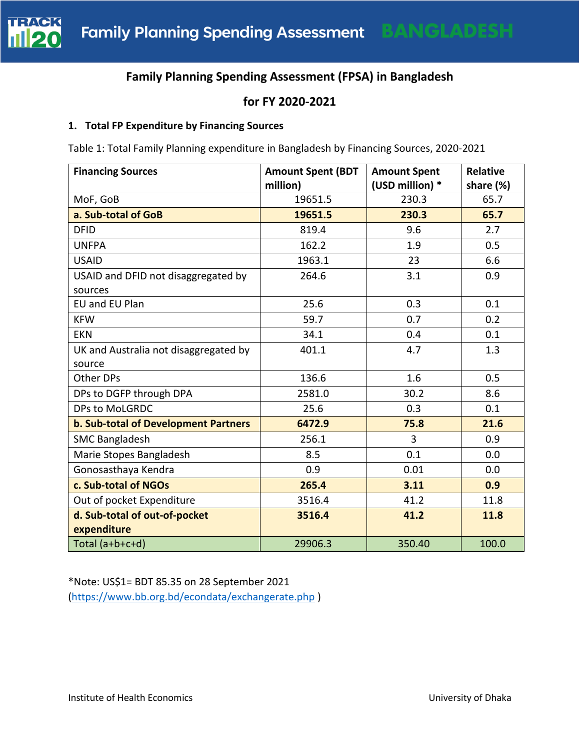# Family Planning Spending Assessment (FPSA) in Bangladesh

## for FY 2020-2021

### 1. Total FP Expenditure by Financing Sources

Table 1: Total Family Planning expenditure in Bangladesh by Financing Sources, 2020-2021

| Financing Sources | Amount Spent (BDT million) | Amount Spent (USD million) * | Relative share (%) |
|---|---|---|---|
| MoF, GoB | 19651.5 | 230.3 | 65.7 |
| **a. Sub-total of GoB** | **19651.5** | **230.3** | **65.7** |
| DFID | 819.4 | 9.6 | 2.7 |
| UNFPA | 162.2 | 1.9 | 0.5 |
| USAID | 1963.1 | 23 | 6.6 |
| USAID and DFID not disaggregated by sources | 264.6 | 3.1 | 0.9 |
| EU and EU Plan | 25.6 | 0.3 | 0.1 |
| KFW | 59.7 | 0.7 | 0.2 |
| EKN | 34.1 | 0.4 | 0.1 |
| UK and Australia not disaggregated by source | 401.1 | 4.7 | 1.3 |
| Other DPs | 136.6 | 1.6 | 0.5 |
| DPs to DGFP through DPA | 2581.0 | 30.2 | 8.6 |
| DPs to MoLGRDC | 25.6 | 0.3 | 0.1 |
| **b. Sub-total of Development Partners** | **6472.9** | **75.8** | **21.6** |
| SMC Bangladesh | 256.1 | 3 | 0.9 |
| Marie Stopes Bangladesh | 8.5 | 0.1 | 0.0 |
| Gonosasthaya Kendra | 0.9 | 0.01 | 0.0 |
| **c. Sub-total of NGOs** | **265.4** | **3.11** | **0.9** |
| Out of pocket Expenditure | 3516.4 | 41.2 | 11.8 |
| **d. Sub-total of out-of-pocket expenditure** | **3516.4** | **41.2** | **11.8** |
| Total (a+b+c+d) | 29906.3 | 350.40 | 100.0 |

*Note: US$1= BDT 85.35 on 28 September 2021 (https://www.bb.org.bd/econdata/exchangerate.php )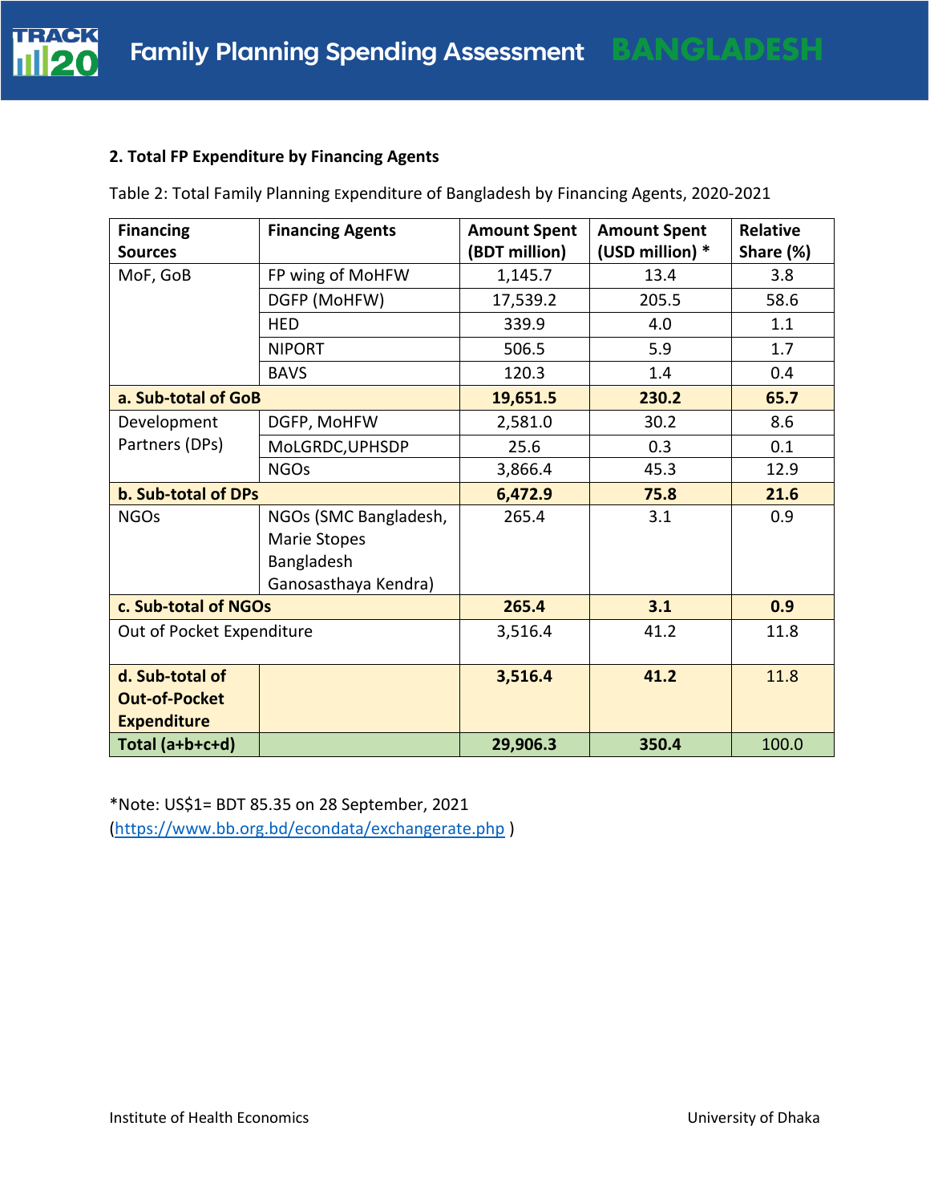### 2. Total FP Expenditure by Financing Agents

Table 2: Total Family Planning Expenditure of Bangladesh by Financing Agents, 2020-2021

| Financing Sources | Financing Agents | Amount Spent (BDT million) | Amount Spent (USD million) * | Relative Share (%) |
|---|---|---|---|---|
| MoF, GoB | FP wing of MoHFW | 1,145.7 | 13.4 | 3.8 |
| | DGFP (MoHFW) | 17,539.2 | 205.5 | 58.6 |
| | HED | 339.9 | 4.0 | 1.1 |
| | NIPORT | 506.5 | 5.9 | 1.7 |
| | BAVS | 120.3 | 1.4 | 0.4 |
| **a. Sub-total of GoB** | | **19,651.5** | **230.2** | **65.7** |
| Development Partners (DPs) | DGFP, MoHFW | 2,581.0 | 30.2 | 8.6 |
| | MoLGRDC,UPHSDP | 25.6 | 0.3 | 0.1 |
| | NGOs | 3,866.4 | 45.3 | 12.9 |
| **b. Sub-total of DPs** | | **6,472.9** | **75.8** | **21.6** |
| NGOs | NGOs (SMC Bangladesh, Marie Stopes Bangladesh Ganosasthaya Kendra) | 265.4 | 3.1 | 0.9 |
| **c. Sub-total of NGOs** | | **265.4** | **3.1** | **0.9** |
| Out of Pocket Expenditure | | 3,516.4 | 41.2 | 11.8 |
| **d. Sub-total of Out-of-Pocket Expenditure** | | **3,516.4** | **41.2** | 11.8 |
| **Total (a+b+c+d)** | | **29,906.3** | **350.4** | 100.0 |

*Note: US$1= BDT 85.35 on 28 September, 2021 (https://www.bb.org.bd/econdata/exchangerate.php )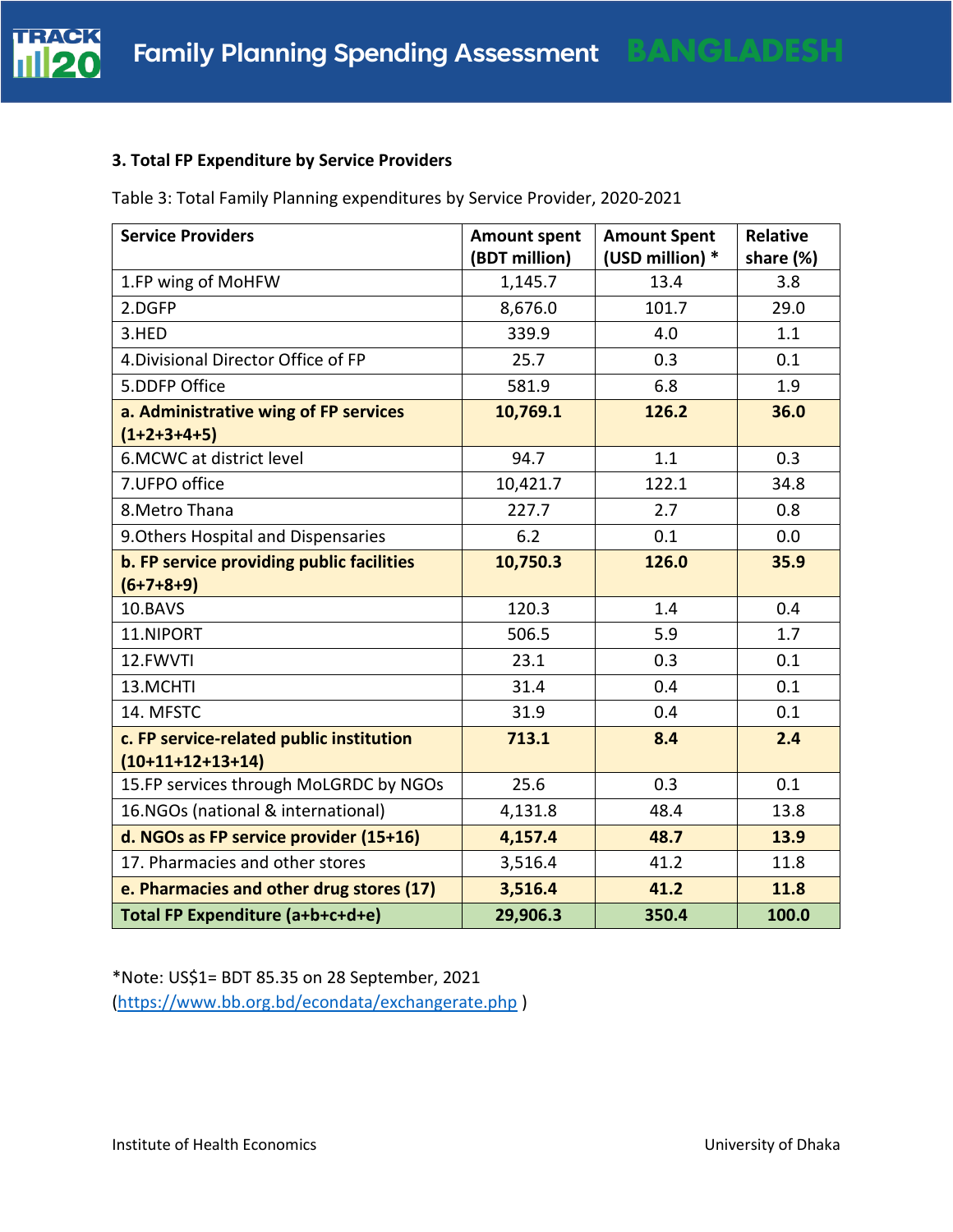### 3. Total FP Expenditure by Service Providers

Table 3: Total Family Planning expenditures by Service Provider, 2020-2021

| Service Providers | Amount spent (BDT million) | Amount Spent (USD million) * | Relative share (%) |
|---|---|---|---|
| 1.FP wing of MoHFW | 1,145.7 | 13.4 | 3.8 |
| 2.DGFP | 8,676.0 | 101.7 | 29.0 |
| 3.HED | 339.9 | 4.0 | 1.1 |
| 4.Divisional Director Office of FP | 25.7 | 0.3 | 0.1 |
| 5.DDFP Office | 581.9 | 6.8 | 1.9 |
| **a. Administrative wing of FP services (1+2+3+4+5)** | **10,769.1** | **126.2** | **36.0** |
| 6.MCWC at district level | 94.7 | 1.1 | 0.3 |
| 7.UFPO office | 10,421.7 | 122.1 | 34.8 |
| 8.Metro Thana | 227.7 | 2.7 | 0.8 |
| 9.Others Hospital and Dispensaries | 6.2 | 0.1 | 0.0 |
| **b. FP service providing public facilities (6+7+8+9)** | **10,750.3** | **126.0** | **35.9** |
| 10.BAVS | 120.3 | 1.4 | 0.4 |
| 11.NIPORT | 506.5 | 5.9 | 1.7 |
| 12.FWVTI | 23.1 | 0.3 | 0.1 |
| 13.MCHTI | 31.4 | 0.4 | 0.1 |
| 14. MFSTC | 31.9 | 0.4 | 0.1 |
| **c. FP service-related public institution (10+11+12+13+14)** | **713.1** | **8.4** | **2.4** |
| 15.FP services through MoLGRDC by NGOs | 25.6 | 0.3 | 0.1 |
| 16.NGOs (national & international) | 4,131.8 | 48.4 | 13.8 |
| **d. NGOs as FP service provider (15+16)** | **4,157.4** | **48.7** | **13.9** |
| 17. Pharmacies and other stores | 3,516.4 | 41.2 | 11.8 |
| **e. Pharmacies and other drug stores (17)** | **3,516.4** | **41.2** | **11.8** |
| **Total FP Expenditure (a+b+c+d+e)** | **29,906.3** | **350.4** | **100.0** |

*Note: US$1= BDT 85.35 on 28 September, 2021 (https://www.bb.org.bd/econdata/exchangerate.php )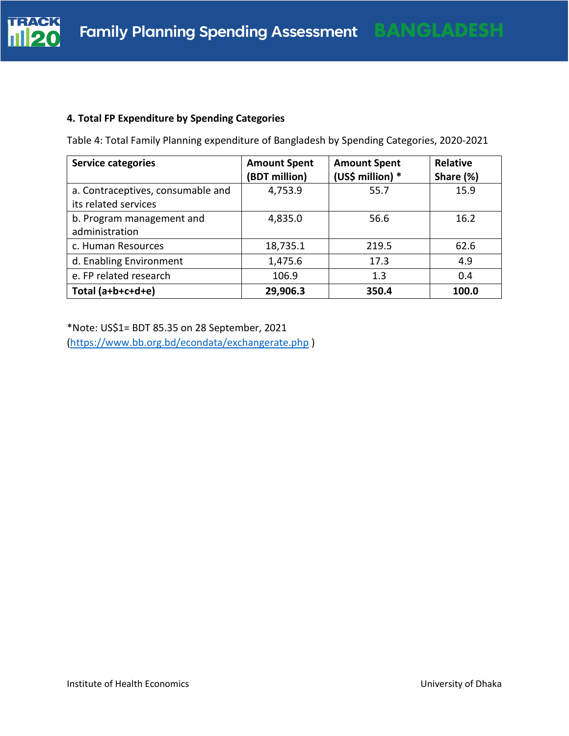### 4. Total FP Expenditure by Spending Categories

Table 4: Total Family Planning expenditure of Bangladesh by Spending Categories, 2020-2021

| Service categories | Amount Spent (BDT million) | Amount Spent (US$ million) * | Relative Share (%) |
|---|---|---|---|
| a. Contraceptives, consumable and its related services | 4,753.9 | 55.7 | 15.9 |
| b. Program management and administration | 4,835.0 | 56.6 | 16.2 |
| c. Human Resources | 18,735.1 | 219.5 | 62.6 |
| d. Enabling Environment | 1,475.6 | 17.3 | 4.9 |
| e. FP related research | 106.9 | 1.3 | 0.4 |
| **Total (a+b+c+d+e)** | **29,906.3** | **350.4** | **100.0** |

*Note: US$1= BDT 85.35 on 28 September, 2021
(https://www.bb.org.bd/econdata/exchangerate.php )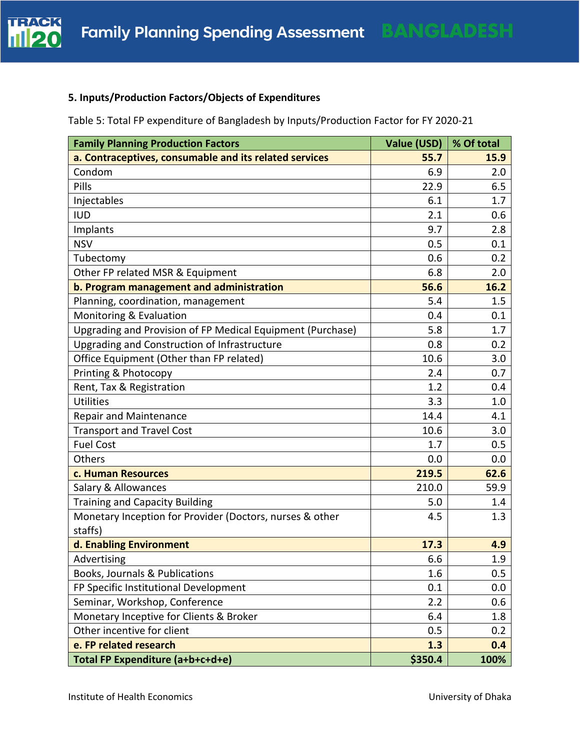### 5. Inputs/Production Factors/Objects of Expenditures

Table 5: Total FP expenditure of Bangladesh by Inputs/Production Factor for FY 2020-21

| Family Planning Production Factors | Value (USD) | % Of total |
|---|---|---|
| **a. Contraceptives, consumable and its related services** | **55.7** | **15.9** |
| Condom | 6.9 | 2.0 |
| Pills | 22.9 | 6.5 |
| Injectables | 6.1 | 1.7 |
| IUD | 2.1 | 0.6 |
| Implants | 9.7 | 2.8 |
| NSV | 0.5 | 0.1 |
| Tubectomy | 0.6 | 0.2 |
| Other FP related MSR & Equipment | 6.8 | 2.0 |
| **b. Program management and administration** | **56.6** | **16.2** |
| Planning, coordination, management | 5.4 | 1.5 |
| Monitoring & Evaluation | 0.4 | 0.1 |
| Upgrading and Provision of FP Medical Equipment (Purchase) | 5.8 | 1.7 |
| Upgrading and Construction of Infrastructure | 0.8 | 0.2 |
| Office Equipment (Other than FP related) | 10.6 | 3.0 |
| Printing & Photocopy | 2.4 | 0.7 |
| Rent, Tax & Registration | 1.2 | 0.4 |
| Utilities | 3.3 | 1.0 |
| Repair and Maintenance | 14.4 | 4.1 |
| Transport and Travel Cost | 10.6 | 3.0 |
| Fuel Cost | 1.7 | 0.5 |
| Others | 0.0 | 0.0 |
| **c. Human Resources** | **219.5** | **62.6** |
| Salary & Allowances | 210.0 | 59.9 |
| Training and Capacity Building | 5.0 | 1.4 |
| Monetary Inception for Provider (Doctors, nurses & other staffs) | 4.5 | 1.3 |
| **d. Enabling Environment** | **17.3** | **4.9** |
| Advertising | 6.6 | 1.9 |
| Books, Journals & Publications | 1.6 | 0.5 |
| FP Specific Institutional Development | 0.1 | 0.0 |
| Seminar, Workshop, Conference | 2.2 | 0.6 |
| Monetary Inceptive for Clients & Broker | 6.4 | 1.8 |
| Other incentive for client | 0.5 | 0.2 |
| **e. FP related research** | **1.3** | **0.4** |
| **Total FP Expenditure (a+b+c+d+e)** | **$350.4** | **100%** |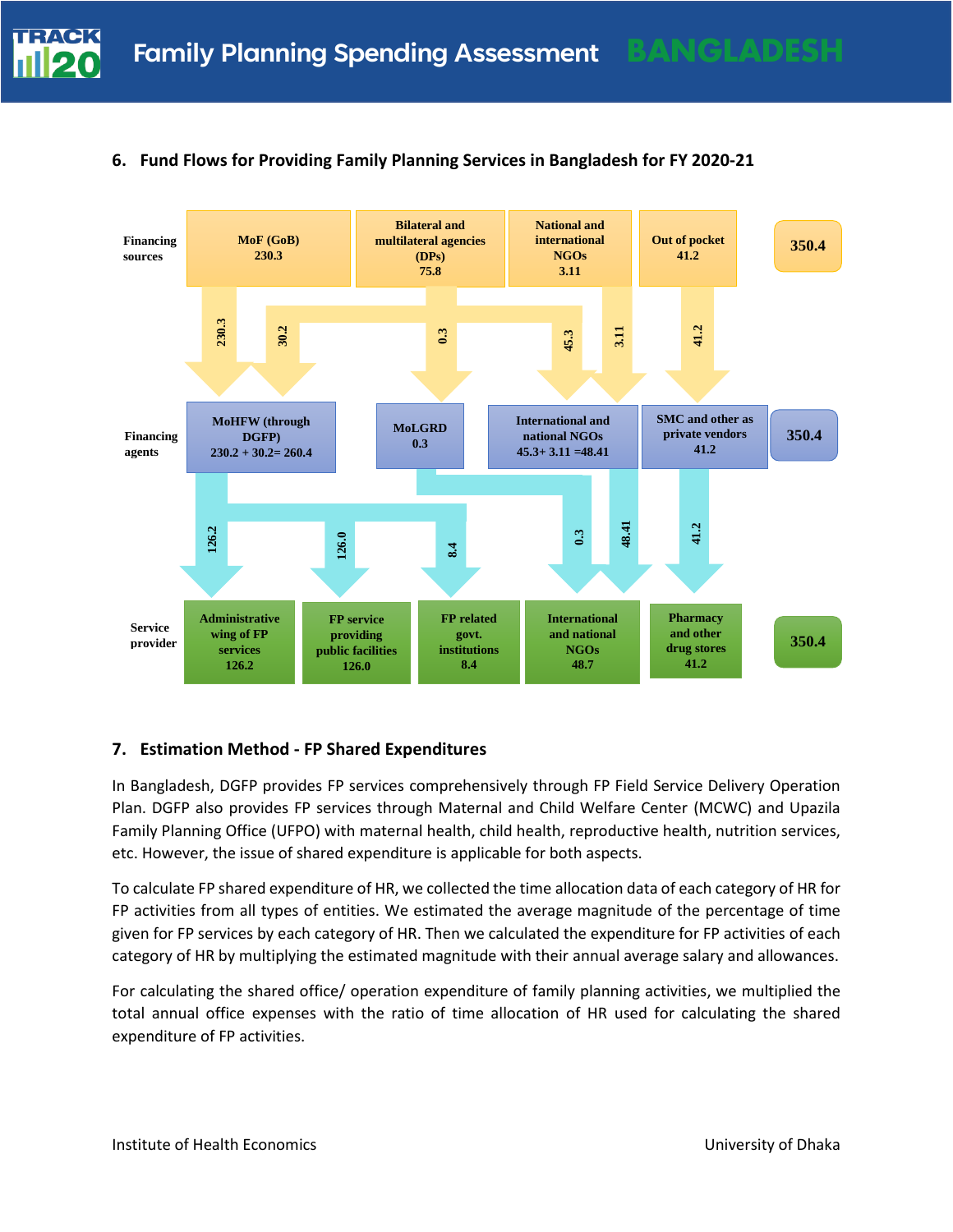## 6. Fund Flows for Providing Family Planning Services in Bangladesh for FY 2020-21

**Financing sources**

| MoF (GoB) | Bilateral and multilateral agencies (DPs) | National and international NGOs | Out of pocket | Total |
|---|---|---|---|---|
| 230.3 | 75.8 | 3.11 | 41.2 | 350.4 |

Flows from financing sources to financing agents: 230.3, 30.2, 0.3, 45.3, 3.11, 41.2

**Financing agents**

| MoHFW (through DGFP) | MoLGRD | International and national NGOs | SMC and other as private vendors | Total |
|---|---|---|---|---|
| 230.2 + 30.2= 260.4 | 0.3 | 45.3+ 3.11 =48.41 | 41.2 | 350.4 |

Flows from financing agents to service providers: 126.2, 126.0, 8.4, 0.3, 48.41, 41.2

**Service provider**

| Administrative wing of FP services | FP service providing public facilities | FP related govt. institutions | International and national NGOs | Pharmacy and other drug stores | Total |
|---|---|---|---|---|---|
| 126.2 | 126.0 | 8.4 | 48.7 | 41.2 | 350.4 |

## 7. Estimation Method - FP Shared Expenditures

In Bangladesh, DGFP provides FP services comprehensively through FP Field Service Delivery Operation Plan. DGFP also provides FP services through Maternal and Child Welfare Center (MCWC) and Upazila Family Planning Office (UFPO) with maternal health, child health, reproductive health, nutrition services, etc. However, the issue of shared expenditure is applicable for both aspects.

To calculate FP shared expenditure of HR, we collected the time allocation data of each category of HR for FP activities from all types of entities. We estimated the average magnitude of the percentage of time given for FP services by each category of HR. Then we calculated the expenditure for FP activities of each category of HR by multiplying the estimated magnitude with their annual average salary and allowances.

For calculating the shared office/ operation expenditure of family planning activities, we multiplied the total annual office expenses with the ratio of time allocation of HR used for calculating the shared expenditure of FP activities.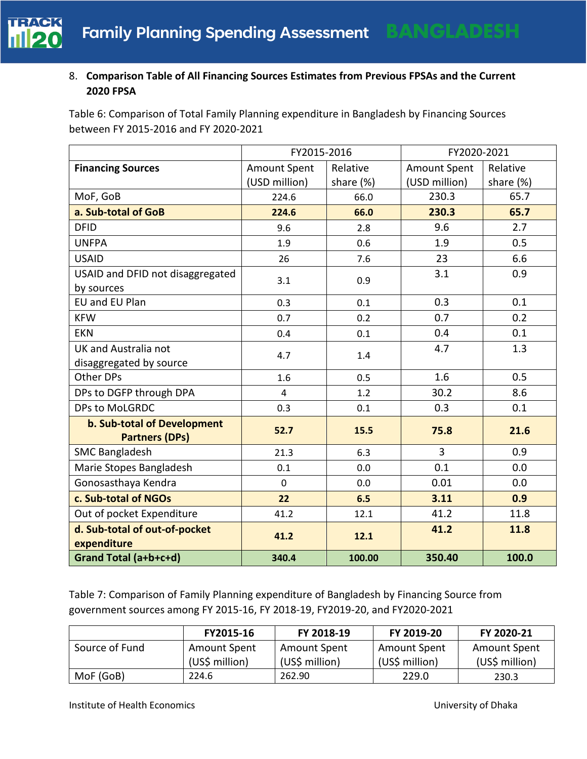8. **Comparison Table of All Financing Sources Estimates from Previous FPSAs and the Current 2020 FPSA**

Table 6: Comparison of Total Family Planning expenditure in Bangladesh by Financing Sources between FY 2015-2016 and FY 2020-2021

| | FY2015-2016 | | FY2020-2021 | |
|---|---|---|---|---|
| **Financing Sources** | Amount Spent (USD million) | Relative share (%) | Amount Spent (USD million) | Relative share (%) |
| MoF, GoB | 224.6 | 66.0 | 230.3 | 65.7 |
| **a. Sub-total of GoB** | **224.6** | **66.0** | **230.3** | **65.7** |
| DFID | 9.6 | 2.8 | 9.6 | 2.7 |
| UNFPA | 1.9 | 0.6 | 1.9 | 0.5 |
| USAID | 26 | 7.6 | 23 | 6.6 |
| USAID and DFID not disaggregated by sources | 3.1 | 0.9 | 3.1 | 0.9 |
| EU and EU Plan | 0.3 | 0.1 | 0.3 | 0.1 |
| KFW | 0.7 | 0.2 | 0.7 | 0.2 |
| EKN | 0.4 | 0.1 | 0.4 | 0.1 |
| UK and Australia not disaggregated by source | 4.7 | 1.4 | 4.7 | 1.3 |
| Other DPs | 1.6 | 0.5 | 1.6 | 0.5 |
| DPs to DGFP through DPA | 4 | 1.2 | 30.2 | 8.6 |
| DPs to MoLGRDC | 0.3 | 0.1 | 0.3 | 0.1 |
| **b. Sub-total of Development Partners (DPs)** | **52.7** | **15.5** | **75.8** | **21.6** |
| SMC Bangladesh | 21.3 | 6.3 | 3 | 0.9 |
| Marie Stopes Bangladesh | 0.1 | 0.0 | 0.1 | 0.0 |
| Gonosasthaya Kendra | 0 | 0.0 | 0.01 | 0.0 |
| **c. Sub-total of NGOs** | **22** | **6.5** | **3.11** | **0.9** |
| Out of pocket Expenditure | 41.2 | 12.1 | 41.2 | 11.8 |
| **d. Sub-total of out-of-pocket expenditure** | **41.2** | **12.1** | **41.2** | **11.8** |
| **Grand Total (a+b+c+d)** | **340.4** | **100.00** | **350.40** | **100.0** |

Table 7: Comparison of Family Planning expenditure of Bangladesh by Financing Source from government sources among FY 2015-16, FY 2018-19, FY2019-20, and FY2020-2021

| | **FY2015-16** | **FY 2018-19** | **FY 2019-20** | **FY 2020-21** |
|---|---|---|---|---|
| Source of Fund | Amount Spent (US$ million) | Amount Spent (US$ million) | Amount Spent (US$ million) | Amount Spent (US$ million) |
| MoF (GoB) | 224.6 | 262.90 | 229.0 | 230.3 |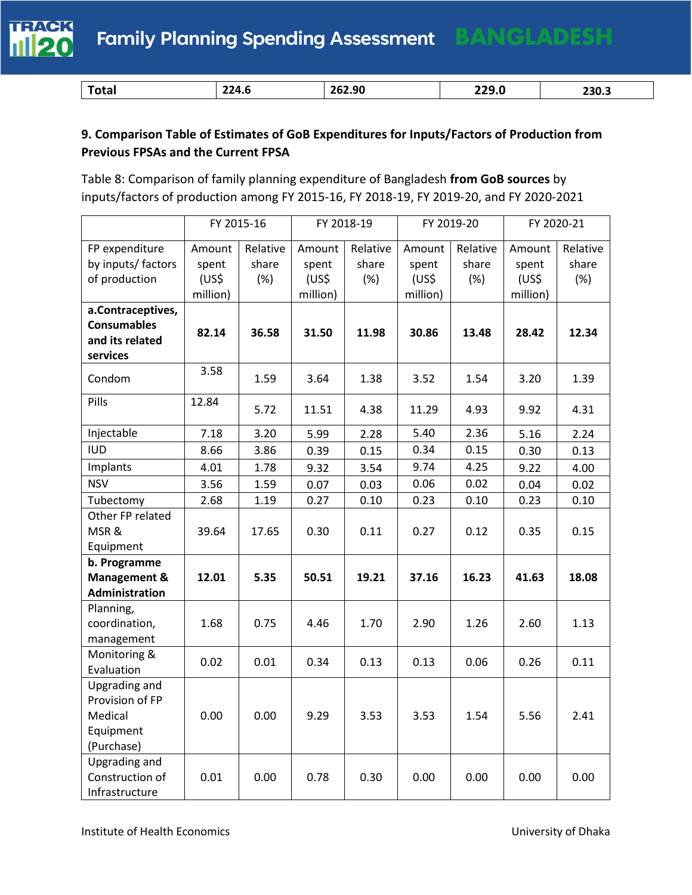| **Total** | **224.6** | **262.90** | **229.0** | **230.3** |
|---|---|---|---|---|

**9. Comparison Table of Estimates of GoB Expenditures for Inputs/Factors of Production from Previous FPSAs and the Current FPSA**

Table 8: Comparison of family planning expenditure of Bangladesh **from GoB sources** by inputs/factors of production among FY 2015-16, FY 2018-19, FY 2019-20, and FY 2020-2021

| | FY 2015-16 | | FY 2018-19 | | FY 2019-20 | | FY 2020-21 | |
|---|---|---|---|---|---|---|---|---|
| FP expenditure by inputs/ factors of production | Amount spent (US$ million) | Relative share (%) | Amount spent (US$ million) | Relative share (%) | Amount spent (US$ million) | Relative share (%) | Amount spent (US$ million) | Relative share (%) |
| **a.Contraceptives, Consumables and its related services** | **82.14** | **36.58** | **31.50** | **11.98** | **30.86** | **13.48** | **28.42** | **12.34** |
| Condom | 3.58 | 1.59 | 3.64 | 1.38 | 3.52 | 1.54 | 3.20 | 1.39 |
| Pills | 12.84 | 5.72 | 11.51 | 4.38 | 11.29 | 4.93 | 9.92 | 4.31 |
| Injectable | 7.18 | 3.20 | 5.99 | 2.28 | 5.40 | 2.36 | 5.16 | 2.24 |
| IUD | 8.66 | 3.86 | 0.39 | 0.15 | 0.34 | 0.15 | 0.30 | 0.13 |
| Implants | 4.01 | 1.78 | 9.32 | 3.54 | 9.74 | 4.25 | 9.22 | 4.00 |
| NSV | 3.56 | 1.59 | 0.07 | 0.03 | 0.06 | 0.02 | 0.04 | 0.02 |
| Tubectomy | 2.68 | 1.19 | 0.27 | 0.10 | 0.23 | 0.10 | 0.23 | 0.10 |
| Other FP related MSR & Equipment | 39.64 | 17.65 | 0.30 | 0.11 | 0.27 | 0.12 | 0.35 | 0.15 |
| **b. Programme Management & Administration** | **12.01** | **5.35** | **50.51** | **19.21** | **37.16** | **16.23** | **41.63** | **18.08** |
| Planning, coordination, management | 1.68 | 0.75 | 4.46 | 1.70 | 2.90 | 1.26 | 2.60 | 1.13 |
| Monitoring & Evaluation | 0.02 | 0.01 | 0.34 | 0.13 | 0.13 | 0.06 | 0.26 | 0.11 |
| Upgrading and Provision of FP Medical Equipment (Purchase) | 0.00 | 0.00 | 9.29 | 3.53 | 3.53 | 1.54 | 5.56 | 2.41 |
| Upgrading and Construction of Infrastructure | 0.01 | 0.00 | 0.78 | 0.30 | 0.00 | 0.00 | 0.00 | 0.00 |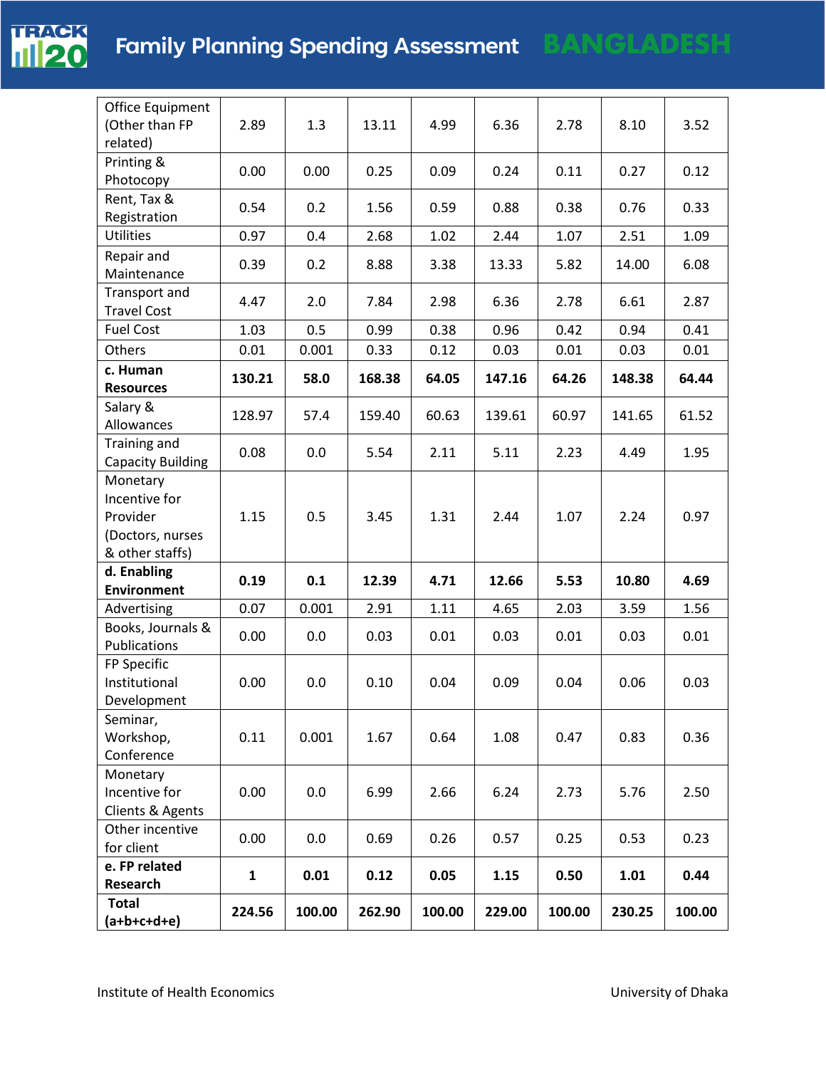| | | | | | | | | |
|---|---|---|---|---|---|---|---|---|
| Office Equipment (Other than FP related) | 2.89 | 1.3 | 13.11 | 4.99 | 6.36 | 2.78 | 8.10 | 3.52 |
| Printing & Photocopy | 0.00 | 0.00 | 0.25 | 0.09 | 0.24 | 0.11 | 0.27 | 0.12 |
| Rent, Tax & Registration | 0.54 | 0.2 | 1.56 | 0.59 | 0.88 | 0.38 | 0.76 | 0.33 |
| Utilities | 0.97 | 0.4 | 2.68 | 1.02 | 2.44 | 1.07 | 2.51 | 1.09 |
| Repair and Maintenance | 0.39 | 0.2 | 8.88 | 3.38 | 13.33 | 5.82 | 14.00 | 6.08 |
| Transport and Travel Cost | 4.47 | 2.0 | 7.84 | 2.98 | 6.36 | 2.78 | 6.61 | 2.87 |
| Fuel Cost | 1.03 | 0.5 | 0.99 | 0.38 | 0.96 | 0.42 | 0.94 | 0.41 |
| Others | 0.01 | 0.001 | 0.33 | 0.12 | 0.03 | 0.01 | 0.03 | 0.01 |
| **c. Human Resources** | **130.21** | **58.0** | **168.38** | **64.05** | **147.16** | **64.26** | **148.38** | **64.44** |
| Salary & Allowances | 128.97 | 57.4 | 159.40 | 60.63 | 139.61 | 60.97 | 141.65 | 61.52 |
| Training and Capacity Building | 0.08 | 0.0 | 5.54 | 2.11 | 5.11 | 2.23 | 4.49 | 1.95 |
| Monetary Incentive for Provider (Doctors, nurses & other staffs) | 1.15 | 0.5 | 3.45 | 1.31 | 2.44 | 1.07 | 2.24 | 0.97 |
| **d. Enabling Environment** | **0.19** | **0.1** | **12.39** | **4.71** | **12.66** | **5.53** | **10.80** | **4.69** |
| Advertising | 0.07 | 0.001 | 2.91 | 1.11 | 4.65 | 2.03 | 3.59 | 1.56 |
| Books, Journals & Publications | 0.00 | 0.0 | 0.03 | 0.01 | 0.03 | 0.01 | 0.03 | 0.01 |
| FP Specific Institutional Development | 0.00 | 0.0 | 0.10 | 0.04 | 0.09 | 0.04 | 0.06 | 0.03 |
| Seminar, Workshop, Conference | 0.11 | 0.001 | 1.67 | 0.64 | 1.08 | 0.47 | 0.83 | 0.36 |
| Monetary Incentive for Clients & Agents | 0.00 | 0.0 | 6.99 | 2.66 | 6.24 | 2.73 | 5.76 | 2.50 |
| Other incentive for client | 0.00 | 0.0 | 0.69 | 0.26 | 0.57 | 0.25 | 0.53 | 0.23 |
| **e. FP related Research** | **1** | **0.01** | **0.12** | **0.05** | **1.15** | **0.50** | **1.01** | **0.44** |
| **Total (a+b+c+d+e)** | **224.56** | **100.00** | **262.90** | **100.00** | **229.00** | **100.00** | **230.25** | **100.00** |